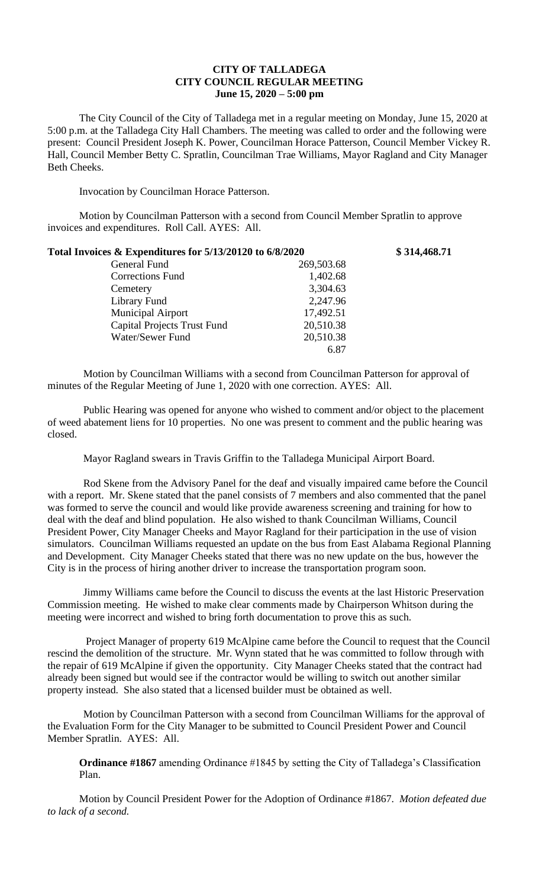# CITY OF TALLADEGA
## CITY COUNCIL REGULAR MEETING
### June 15, 2020 – 5:00 pm

The City Council of the City of Talladega met in a regular meeting on Monday, June 15, 2020 at 5:00 p.m. at the Talladega City Hall Chambers. The meeting was called to order and the following were present: Council President Joseph K. Power, Councilman Horace Patterson, Council Member Vickey R. Hall, Council Member Betty C. Spratlin, Councilman Trae Williams, Mayor Ragland and City Manager Beth Cheeks.

Invocation by Councilman Horace Patterson.

Motion by Councilman Patterson with a second from Council Member Spratlin to approve invoices and expenditures. Roll Call. AYES: All.

| **Total Invoices & Expenditures for 5/13/20120 to 6/8/2020** | | **$ 314,468.71** |
|---|---|---|
| General Fund | 269,503.68 | |
| Corrections Fund | 1,402.68 | |
| Cemetery | 3,304.63 | |
| Library Fund | 2,247.96 | |
| Municipal Airport | 17,492.51 | |
| Capital Projects Trust Fund | 20,510.38 | |
| Water/Sewer Fund | 20,510.38 | |
| | 6.87 | |

Motion by Councilman Williams with a second from Councilman Patterson for approval of minutes of the Regular Meeting of June 1, 2020 with one correction. AYES: All.

Public Hearing was opened for anyone who wished to comment and/or object to the placement of weed abatement liens for 10 properties. No one was present to comment and the public hearing was closed.

Mayor Ragland swears in Travis Griffin to the Talladega Municipal Airport Board.

Rod Skene from the Advisory Panel for the deaf and visually impaired came before the Council with a report. Mr. Skene stated that the panel consists of 7 members and also commented that the panel was formed to serve the council and would like provide awareness screening and training for how to deal with the deaf and blind population. He also wished to thank Councilman Williams, Council President Power, City Manager Cheeks and Mayor Ragland for their participation in the use of vision simulators. Councilman Williams requested an update on the bus from East Alabama Regional Planning and Development. City Manager Cheeks stated that there was no new update on the bus, however the City is in the process of hiring another driver to increase the transportation program soon.

Jimmy Williams came before the Council to discuss the events at the last Historic Preservation Commission meeting. He wished to make clear comments made by Chairperson Whitson during the meeting were incorrect and wished to bring forth documentation to prove this as such.

Project Manager of property 619 McAlpine came before the Council to request that the Council rescind the demolition of the structure. Mr. Wynn stated that he was committed to follow through with the repair of 619 McAlpine if given the opportunity. City Manager Cheeks stated that the contract had already been signed but would see if the contractor would be willing to switch out another similar property instead. She also stated that a licensed builder must be obtained as well.

Motion by Councilman Patterson with a second from Councilman Williams for the approval of the Evaluation Form for the City Manager to be submitted to Council President Power and Council Member Spratlin. AYES: All.

**Ordinance #1867** amending Ordinance #1845 by setting the City of Talladega's Classification Plan.

Motion by Council President Power for the Adoption of Ordinance #1867. *Motion defeated due to lack of a second.*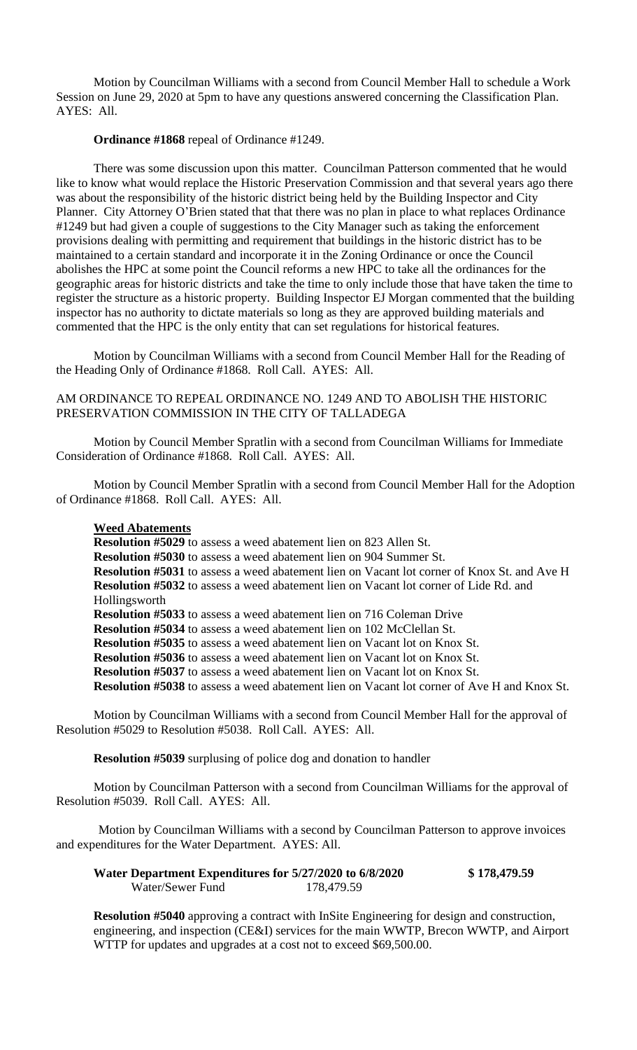Motion by Councilman Williams with a second from Council Member Hall to schedule a Work Session on June 29, 2020 at 5pm to have any questions answered concerning the Classification Plan. AYES: All.

**Ordinance #1868** repeal of Ordinance #1249.

There was some discussion upon this matter. Councilman Patterson commented that he would like to know what would replace the Historic Preservation Commission and that several years ago there was about the responsibility of the historic district being held by the Building Inspector and City Planner. City Attorney O'Brien stated that that there was no plan in place to what replaces Ordinance #1249 but had given a couple of suggestions to the City Manager such as taking the enforcement provisions dealing with permitting and requirement that buildings in the historic district has to be maintained to a certain standard and incorporate it in the Zoning Ordinance or once the Council abolishes the HPC at some point the Council reforms a new HPC to take all the ordinances for the geographic areas for historic districts and take the time to only include those that have taken the time to register the structure as a historic property. Building Inspector EJ Morgan commented that the building inspector has no authority to dictate materials so long as they are approved building materials and commented that the HPC is the only entity that can set regulations for historical features.

Motion by Councilman Williams with a second from Council Member Hall for the Reading of the Heading Only of Ordinance #1868. Roll Call. AYES: All.

AM ORDINANCE TO REPEAL ORDINANCE NO. 1249 AND TO ABOLISH THE HISTORIC PRESERVATION COMMISSION IN THE CITY OF TALLADEGA

Motion by Council Member Spratlin with a second from Councilman Williams for Immediate Consideration of Ordinance #1868. Roll Call. AYES: All.

Motion by Council Member Spratlin with a second from Council Member Hall for the Adoption of Ordinance #1868. Roll Call. AYES: All.

**Weed Abatements**

**Resolution #5029** to assess a weed abatement lien on 823 Allen St.
**Resolution #5030** to assess a weed abatement lien on 904 Summer St.
**Resolution #5031** to assess a weed abatement lien on Vacant lot corner of Knox St. and Ave H
**Resolution #5032** to assess a weed abatement lien on Vacant lot corner of Lide Rd. and Hollingsworth
**Resolution #5033** to assess a weed abatement lien on 716 Coleman Drive
**Resolution #5034** to assess a weed abatement lien on 102 McClellan St.
**Resolution #5035** to assess a weed abatement lien on Vacant lot on Knox St.
**Resolution #5036** to assess a weed abatement lien on Vacant lot on Knox St.
**Resolution #5037** to assess a weed abatement lien on Vacant lot on Knox St.
**Resolution #5038** to assess a weed abatement lien on Vacant lot corner of Ave H and Knox St.

Motion by Councilman Williams with a second from Council Member Hall for the approval of Resolution #5029 to Resolution #5038. Roll Call. AYES: All.

**Resolution #5039** surplusing of police dog and donation to handler

Motion by Councilman Patterson with a second from Councilman Williams for the approval of Resolution #5039. Roll Call. AYES: All.

Motion by Councilman Williams with a second by Councilman Patterson to approve invoices and expenditures for the Water Department. AYES: All.

**Water Department Expenditures for 5/27/2020 to 6/8/2020** **$ 178,479.59**
Water/Sewer Fund 178,479.59

**Resolution #5040** approving a contract with InSite Engineering for design and construction, engineering, and inspection (CE&I) services for the main WWTP, Brecon WWTP, and Airport WTTP for updates and upgrades at a cost not to exceed $69,500.00.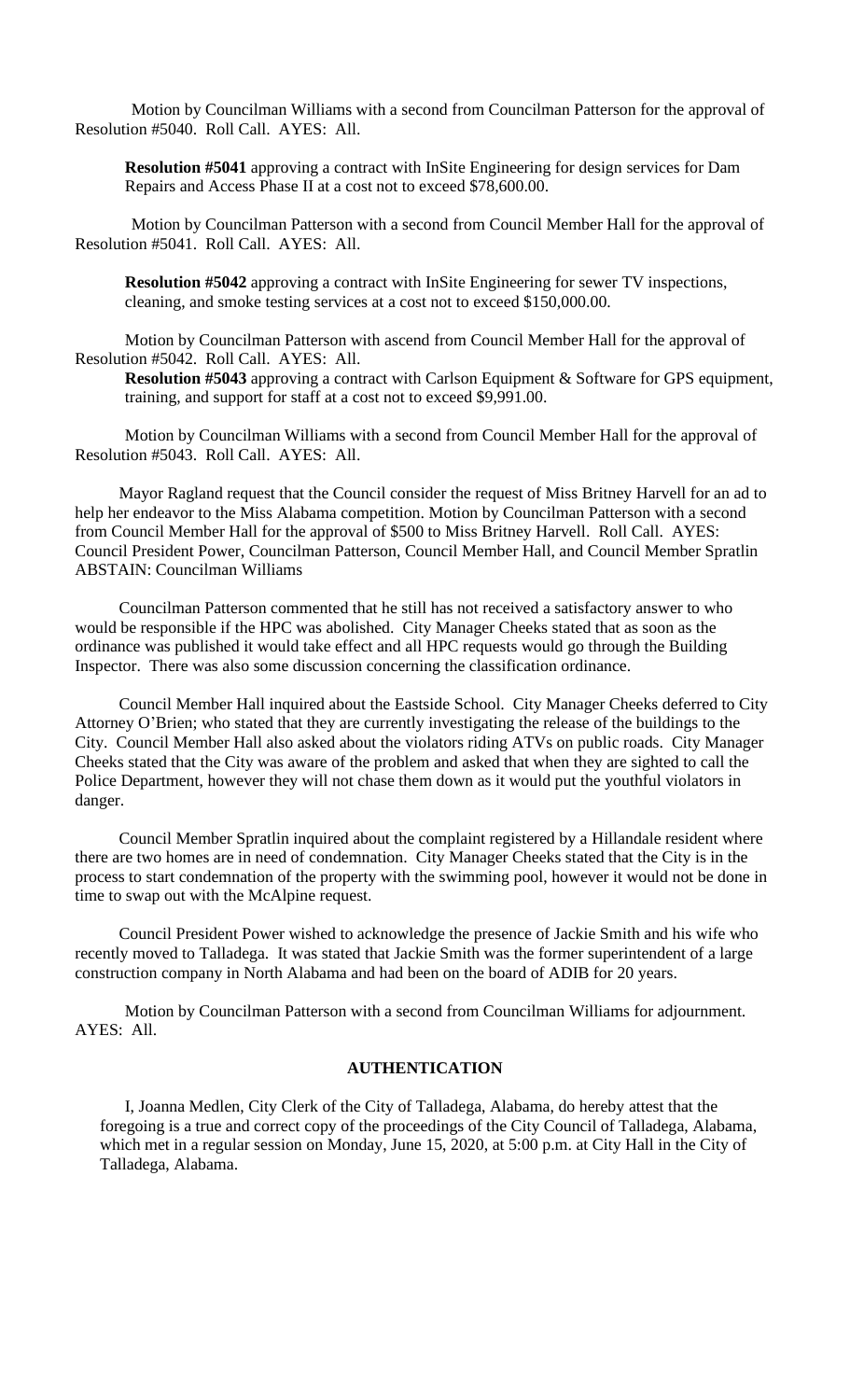Motion by Councilman Williams with a second from Councilman Patterson for the approval of Resolution #5040. Roll Call. AYES: All.

**Resolution #5041** approving a contract with InSite Engineering for design services for Dam Repairs and Access Phase II at a cost not to exceed $78,600.00.

Motion by Councilman Patterson with a second from Council Member Hall for the approval of Resolution #5041. Roll Call. AYES: All.

**Resolution #5042** approving a contract with InSite Engineering for sewer TV inspections, cleaning, and smoke testing services at a cost not to exceed $150,000.00.

Motion by Councilman Patterson with ascend from Council Member Hall for the approval of Resolution #5042. Roll Call. AYES: All.

**Resolution #5043** approving a contract with Carlson Equipment & Software for GPS equipment, training, and support for staff at a cost not to exceed $9,991.00.

Motion by Councilman Williams with a second from Council Member Hall for the approval of Resolution #5043. Roll Call. AYES: All.

Mayor Ragland request that the Council consider the request of Miss Britney Harvell for an ad to help her endeavor to the Miss Alabama competition. Motion by Councilman Patterson with a second from Council Member Hall for the approval of $500 to Miss Britney Harvell. Roll Call. AYES: Council President Power, Councilman Patterson, Council Member Hall, and Council Member Spratlin ABSTAIN: Councilman Williams

Councilman Patterson commented that he still has not received a satisfactory answer to who would be responsible if the HPC was abolished. City Manager Cheeks stated that as soon as the ordinance was published it would take effect and all HPC requests would go through the Building Inspector. There was also some discussion concerning the classification ordinance.

Council Member Hall inquired about the Eastside School. City Manager Cheeks deferred to City Attorney O'Brien; who stated that they are currently investigating the release of the buildings to the City. Council Member Hall also asked about the violators riding ATVs on public roads. City Manager Cheeks stated that the City was aware of the problem and asked that when they are sighted to call the Police Department, however they will not chase them down as it would put the youthful violators in danger.

Council Member Spratlin inquired about the complaint registered by a Hillandale resident where there are two homes are in need of condemnation. City Manager Cheeks stated that the City is in the process to start condemnation of the property with the swimming pool, however it would not be done in time to swap out with the McAlpine request.

Council President Power wished to acknowledge the presence of Jackie Smith and his wife who recently moved to Talladega. It was stated that Jackie Smith was the former superintendent of a large construction company in North Alabama and had been on the board of ADIB for 20 years.

Motion by Councilman Patterson with a second from Councilman Williams for adjournment. AYES: All.

## AUTHENTICATION

I, Joanna Medlen, City Clerk of the City of Talladega, Alabama, do hereby attest that the foregoing is a true and correct copy of the proceedings of the City Council of Talladega, Alabama, which met in a regular session on Monday, June 15, 2020, at 5:00 p.m. at City Hall in the City of Talladega, Alabama.